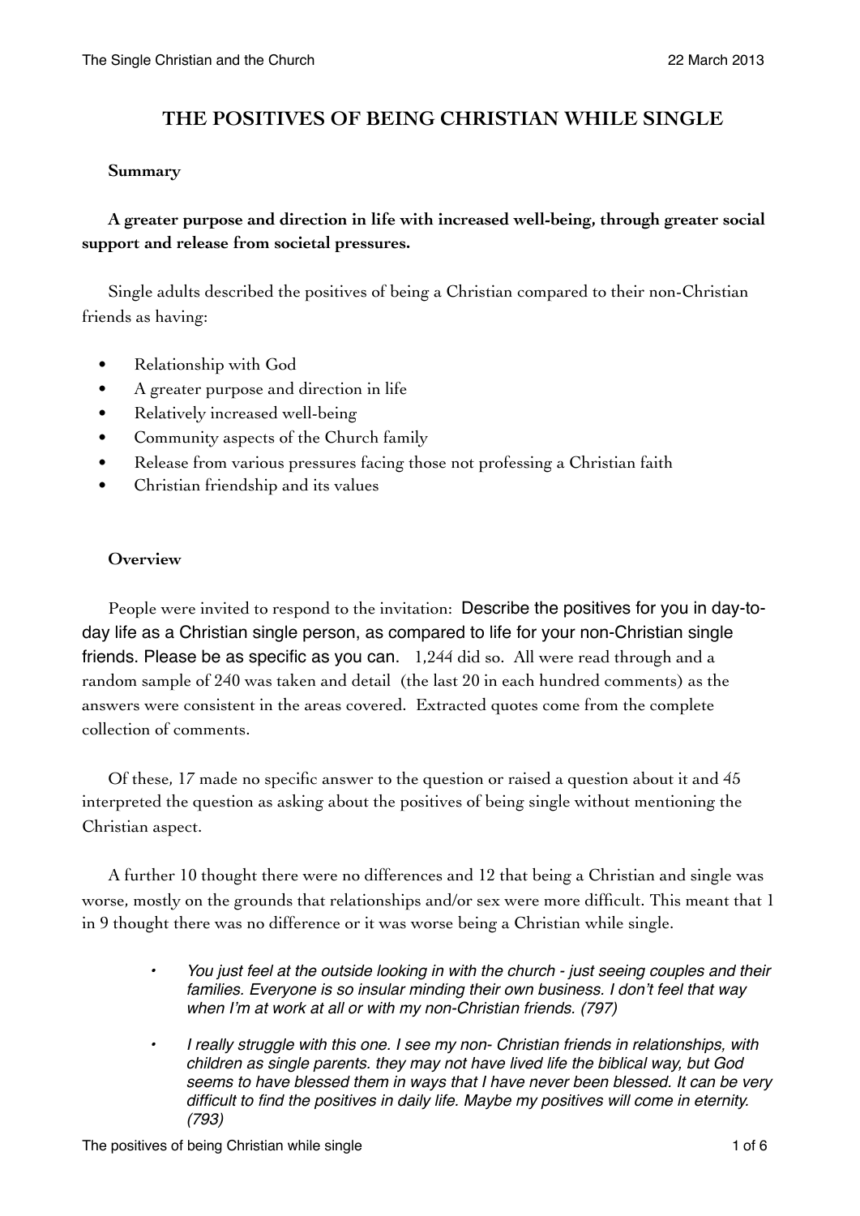# THE POSITIVES OF BEING CHRISTIAN WHILE SINGLE

**Summary**

**A greater purpose and direction in life with increased well-being, through greater social support and release from societal pressures.**

Single adults described the positives of being a Christian compared to their non-Christian friends as having:

- Relationship with God
- A greater purpose and direction in life
- Relatively increased well-being
- Community aspects of the Church family
- Release from various pressures facing those not professing a Christian faith
- Christian friendship and its values

**Overview**

People were invited to respond to the invitation: Describe the positives for you in day-to-day life as a Christian single person, as compared to life for your non-Christian single friends. Please be as specific as you can. 1,244 did so. All were read through and a random sample of 240 was taken and detail (the last 20 in each hundred comments) as the answers were consistent in the areas covered. Extracted quotes come from the complete collection of comments.

Of these, 17 made no specific answer to the question or raised a question about it and 45 interpreted the question as asking about the positives of being single without mentioning the Christian aspect.

A further 10 thought there were no differences and 12 that being a Christian and single was worse, mostly on the grounds that relationships and/or sex were more difficult. This meant that 1 in 9 thought there was no difference or it was worse being a Christian while single.

- *You just feel at the outside looking in with the church - just seeing couples and their families. Everyone is so insular minding their own business. I don't feel that way when I'm at work at all or with my non-Christian friends. (797)*
- *I really struggle with this one. I see my non- Christian friends in relationships, with children as single parents. they may not have lived life the biblical way, but God seems to have blessed them in ways that I have never been blessed. It can be very difficult to find the positives in daily life. Maybe my positives will come in eternity. (793)*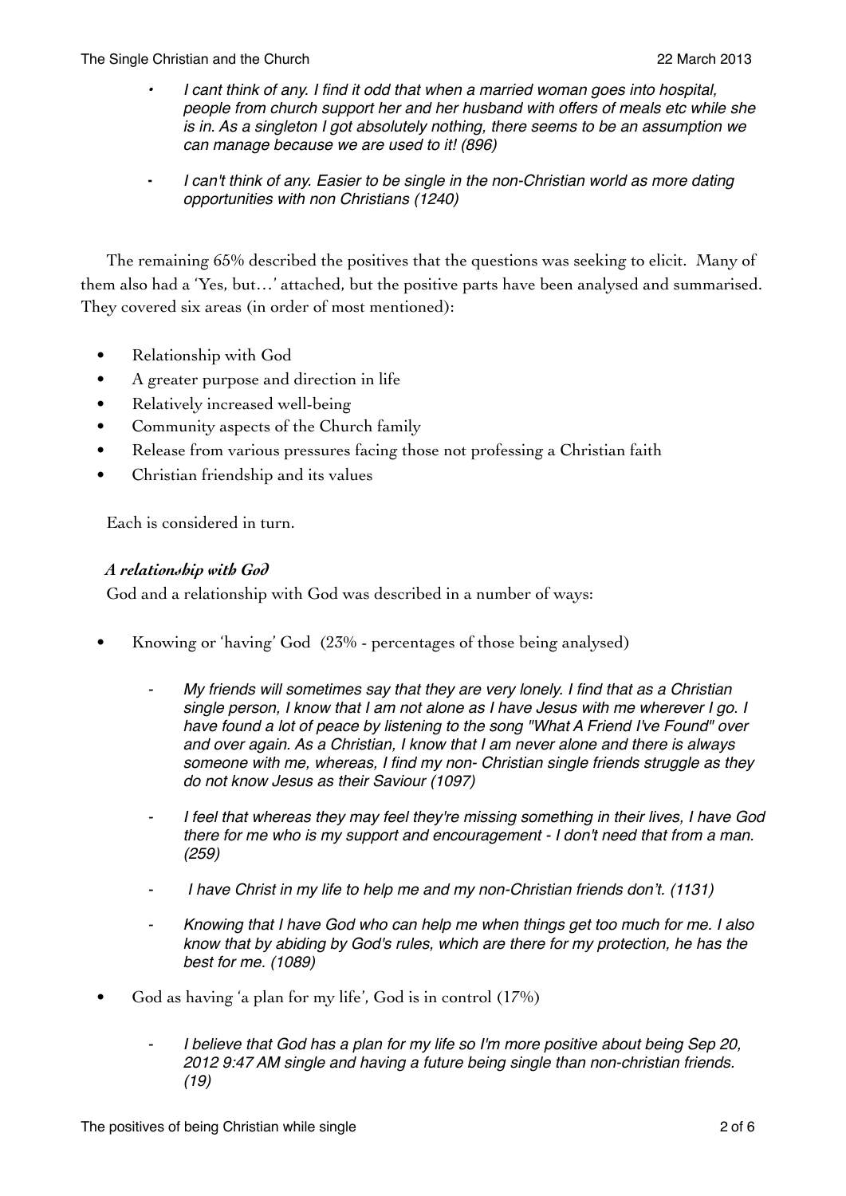- *I cant think of any. I find it odd that when a married woman goes into hospital, people from church support her and her husband with offers of meals etc while she is in. As a singleton I got absolutely nothing, there seems to be an assumption we can manage because we are used to it! (896)*

- *I can't think of any. Easier to be single in the non-Christian world as more dating opportunities with non Christians (1240)*

The remaining 65% described the positives that the questions was seeking to elicit. Many of them also had a 'Yes, but…' attached, but the positive parts have been analysed and summarised. They covered six areas (in order of most mentioned):

- Relationship with God
- A greater purpose and direction in life
- Relatively increased well-being
- Community aspects of the Church family
- Release from various pressures facing those not professing a Christian faith
- Christian friendship and its values

Each is considered in turn.

### *A relationship with God*

God and a relationship with God was described in a number of ways:

- Knowing or 'having' God (23% - percentages of those being analysed)

    - *My friends will sometimes say that they are very lonely. I find that as a Christian single person, I know that I am not alone as I have Jesus with me wherever I go. I have found a lot of peace by listening to the song "What A Friend I've Found" over and over again. As a Christian, I know that I am never alone and there is always someone with me, whereas, I find my non- Christian single friends struggle as they do not know Jesus as their Saviour (1097)*

    - *I feel that whereas they may feel they're missing something in their lives, I have God there for me who is my support and encouragement - I don't need that from a man. (259)*

    - *I have Christ in my life to help me and my non-Christian friends don't. (1131)*

    - *Knowing that I have God who can help me when things get too much for me. I also know that by abiding by God's rules, which are there for my protection, he has the best for me. (1089)*

- God as having 'a plan for my life', God is in control (17%)

    - *I believe that God has a plan for my life so I'm more positive about being Sep 20, 2012 9:47 AM single and having a future being single than non-christian friends. (19)*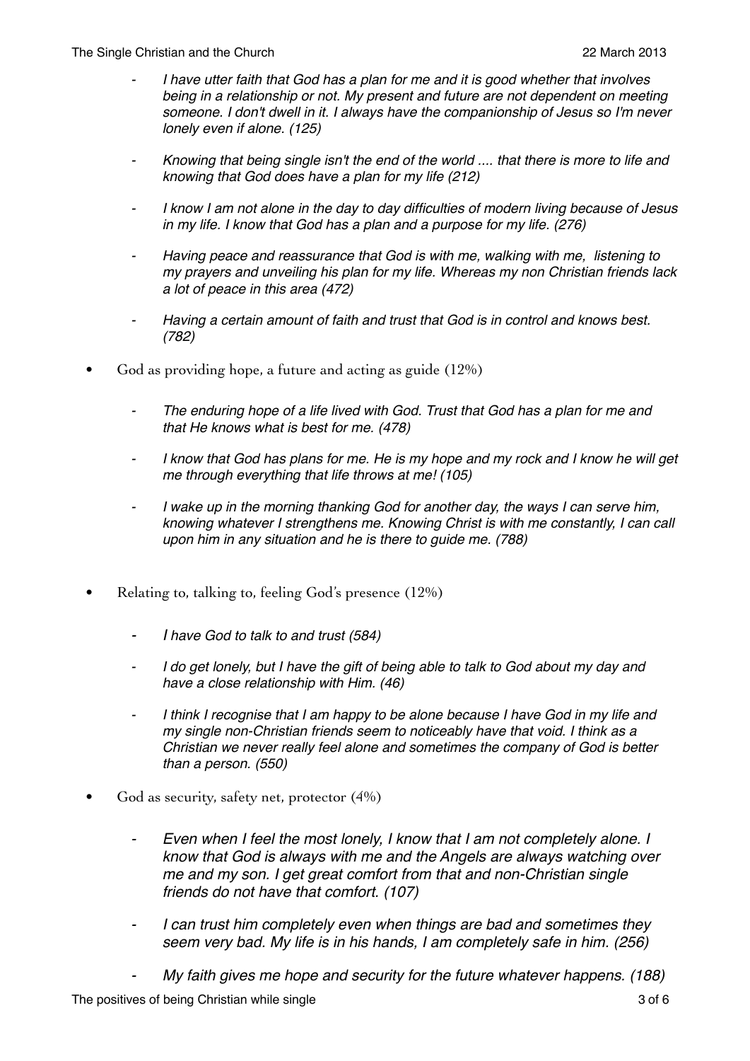- *I have utter faith that God has a plan for me and it is good whether that involves being in a relationship or not. My present and future are not dependent on meeting someone. I don't dwell in it. I always have the companionship of Jesus so I'm never lonely even if alone. (125)*

- *Knowing that being single isn't the end of the world .... that there is more to life and knowing that God does have a plan for my life (212)*

- *I know I am not alone in the day to day difficulties of modern living because of Jesus in my life. I know that God has a plan and a purpose for my life. (276)*

- *Having peace and reassurance that God is with me, walking with me, listening to my prayers and unveiling his plan for my life. Whereas my non Christian friends lack a lot of peace in this area (472)*

- *Having a certain amount of faith and trust that God is in control and knows best. (782)*

- God as providing hope, a future and acting as guide (12%)

    - *The enduring hope of a life lived with God. Trust that God has a plan for me and that He knows what is best for me. (478)*

    - *I know that God has plans for me. He is my hope and my rock and I know he will get me through everything that life throws at me! (105)*

    - *I wake up in the morning thanking God for another day, the ways I can serve him, knowing whatever I strengthens me. Knowing Christ is with me constantly, I can call upon him in any situation and he is there to guide me. (788)*

- Relating to, talking to, feeling God's presence (12%)

    - *I have God to talk to and trust (584)*

    - *I do get lonely, but I have the gift of being able to talk to God about my day and have a close relationship with Him. (46)*

    - *I think I recognise that I am happy to be alone because I have God in my life and my single non-Christian friends seem to noticeably have that void. I think as a Christian we never really feel alone and sometimes the company of God is better than a person. (550)*

- God as security, safety net, protector (4%)

    - *Even when I feel the most lonely, I know that I am not completely alone. I know that God is always with me and the Angels are always watching over me and my son. I get great comfort from that and non-Christian single friends do not have that comfort. (107)*

    - *I can trust him completely even when things are bad and sometimes they seem very bad. My life is in his hands, I am completely safe in him. (256)*

    - *My faith gives me hope and security for the future whatever happens. (188)*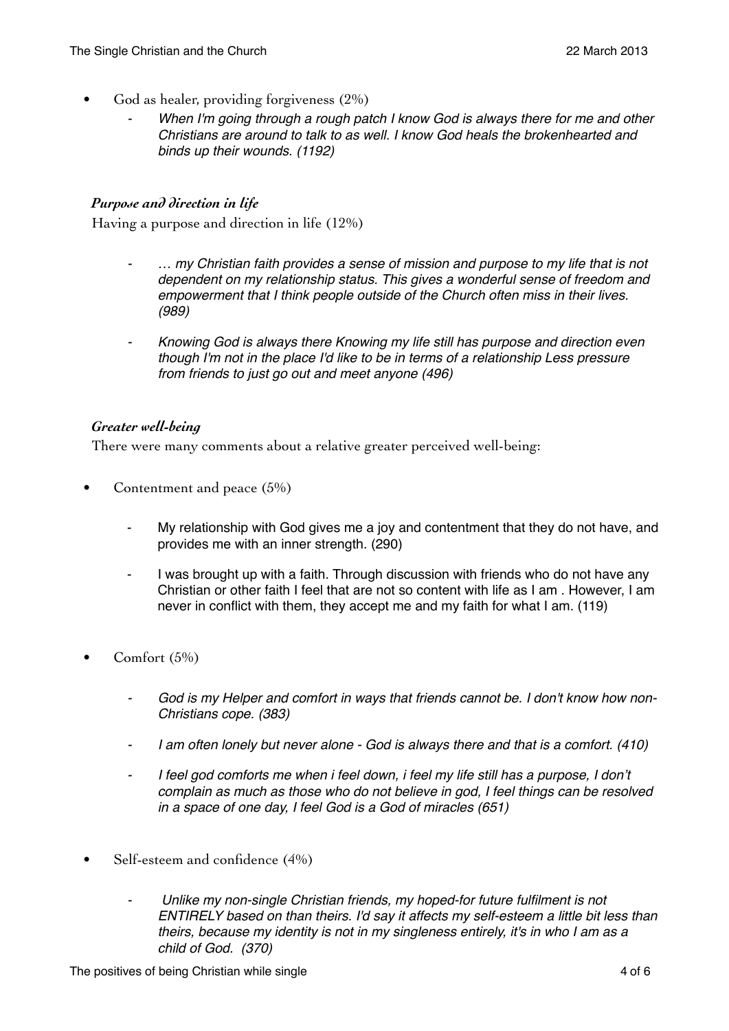- God as healer, providing forgiveness (2%)
  - *When I'm going through a rough patch I know God is always there for me and other Christians are around to talk to as well. I know God heals the brokenhearted and binds up their wounds. (1192)*

### *Purpose and direction in life*

Having a purpose and direction in life (12%)

- *… my Christian faith provides a sense of mission and purpose to my life that is not dependent on my relationship status. This gives a wonderful sense of freedom and empowerment that I think people outside of the Church often miss in their lives. (989)*
- *Knowing God is always there Knowing my life still has purpose and direction even though I'm not in the place I'd like to be in terms of a relationship Less pressure from friends to just go out and meet anyone (496)*

### *Greater well-being*

There were many comments about a relative greater perceived well-being:

- Contentment and peace (5%)
  - My relationship with God gives me a joy and contentment that they do not have, and provides me with an inner strength. (290)
  - I was brought up with a faith. Through discussion with friends who do not have any Christian or other faith I feel that are not so content with life as I am . However, I am never in conflict with them, they accept me and my faith for what I am. (119)
- Comfort (5%)
  - *God is my Helper and comfort in ways that friends cannot be. I don't know how non-Christians cope. (383)*
  - *I am often lonely but never alone - God is always there and that is a comfort. (410)*
  - *I feel god comforts me when i feel down, i feel my life still has a purpose, I don't complain as much as those who do not believe in god, I feel things can be resolved in a space of one day, I feel God is a God of miracles (651)*
- Self-esteem and confidence (4%)
  - *Unlike my non-single Christian friends, my hoped-for future fulfilment is not ENTIRELY based on than theirs. I'd say it affects my self-esteem a little bit less than theirs, because my identity is not in my singleness entirely, it's in who I am as a child of God. (370)*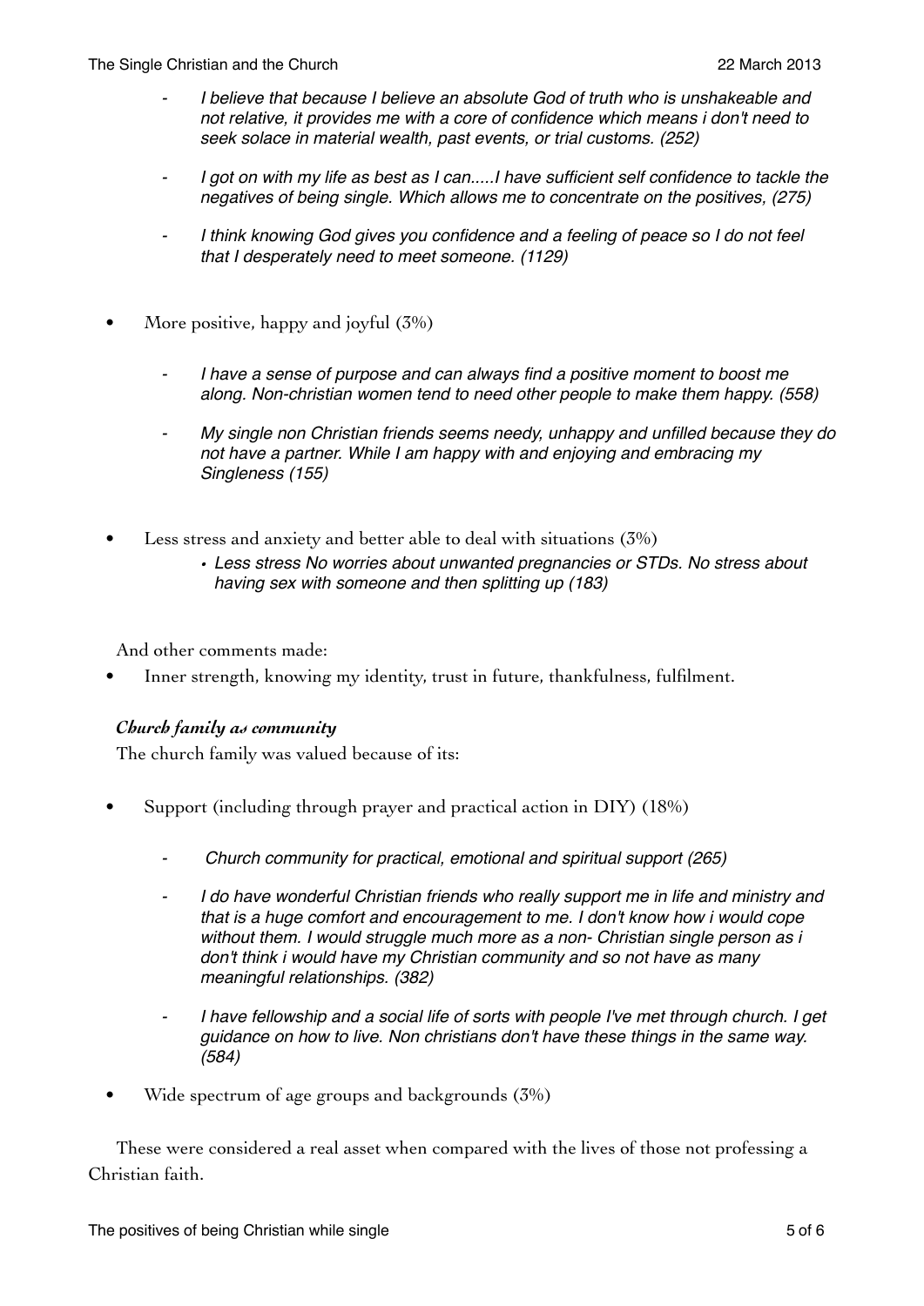- *I believe that because I believe an absolute God of truth who is unshakeable and not relative, it provides me with a core of confidence which means i don't need to seek solace in material wealth, past events, or trial customs. (252)*

- *I got on with my life as best as I can.....I have sufficient self confidence to tackle the negatives of being single. Which allows me to concentrate on the positives, (275)*

- *I think knowing God gives you confidence and a feeling of peace so I do not feel that I desperately need to meet someone. (1129)*

- More positive, happy and joyful (3%)

  - *I have a sense of purpose and can always find a positive moment to boost me along. Non-christian women tend to need other people to make them happy. (558)*

  - *My single non Christian friends seems needy, unhappy and unfilled because they do not have a partner. While I am happy with and enjoying and embracing my Singleness (155)*

- Less stress and anxiety and better able to deal with situations (3%)
  - *Less stress No worries about unwanted pregnancies or STDs. No stress about having sex with someone and then splitting up (183)*

And other comments made:

- Inner strength, knowing my identity, trust in future, thankfulness, fulfilment.

### *Church family as community*

The church family was valued because of its:

- Support (including through prayer and practical action in DIY) (18%)

  - *Church community for practical, emotional and spiritual support (265)*

  - *I do have wonderful Christian friends who really support me in life and ministry and that is a huge comfort and encouragement to me. I don't know how i would cope without them. I would struggle much more as a non- Christian single person as i don't think i would have my Christian community and so not have as many meaningful relationships. (382)*

  - *I have fellowship and a social life of sorts with people I've met through church. I get guidance on how to live. Non christians don't have these things in the same way. (584)*

- Wide spectrum of age groups and backgrounds (3%)

These were considered a real asset when compared with the lives of those not professing a Christian faith.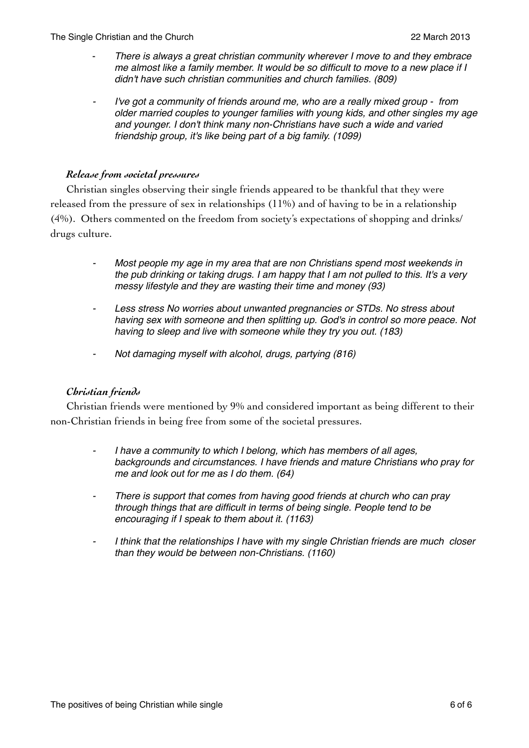- *There is always a great christian community wherever I move to and they embrace me almost like a family member. It would be so difficult to move to a new place if I didn't have such christian communities and church families. (809)*

- *I've got a community of friends around me, who are a really mixed group - from older married couples to younger families with young kids, and other singles my age and younger. I don't think many non-Christians have such a wide and varied friendship group, it's like being part of a big family. (1099)*

### *Release from societal pressures*

Christian singles observing their single friends appeared to be thankful that they were released from the pressure of sex in relationships (11%) and of having to be in a relationship (4%). Others commented on the freedom from society's expectations of shopping and drinks/drugs culture.

- *Most people my age in my area that are non Christians spend most weekends in the pub drinking or taking drugs. I am happy that I am not pulled to this. It's a very messy lifestyle and they are wasting their time and money (93)*

- *Less stress No worries about unwanted pregnancies or STDs. No stress about having sex with someone and then splitting up. God's in control so more peace. Not having to sleep and live with someone while they try you out. (183)*

- *Not damaging myself with alcohol, drugs, partying (816)*

### *Christian friends*

Christian friends were mentioned by 9% and considered important as being different to their non-Christian friends in being free from some of the societal pressures.

- *I have a community to which I belong, which has members of all ages, backgrounds and circumstances. I have friends and mature Christians who pray for me and look out for me as I do them. (64)*

- *There is support that comes from having good friends at church who can pray through things that are difficult in terms of being single. People tend to be encouraging if I speak to them about it. (1163)*

- *I think that the relationships I have with my single Christian friends are much closer than they would be between non-Christians. (1160)*